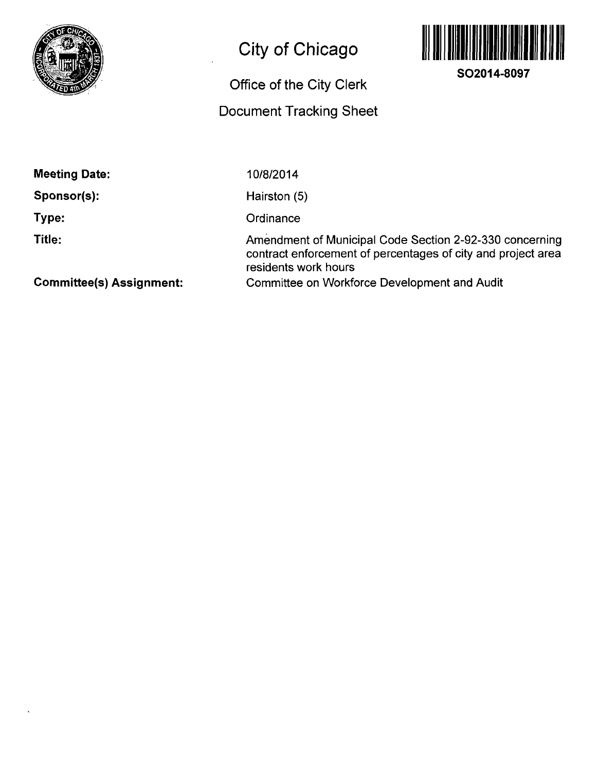# City of Chicago

## Office of the City Clerk

## Document Tracking Sheet

**SO2014-8097**

**Meeting Date:** 10/8/2014

**Sponsor(s):** Hairston (5)

**Type:** Ordinance

**Title:** Amendment of Municipal Code Section 2-92-330 concerning contract enforcement of percentages of city and project area residents work hours

**Committee(s) Assignment:** Committee on Workforce Development and Audit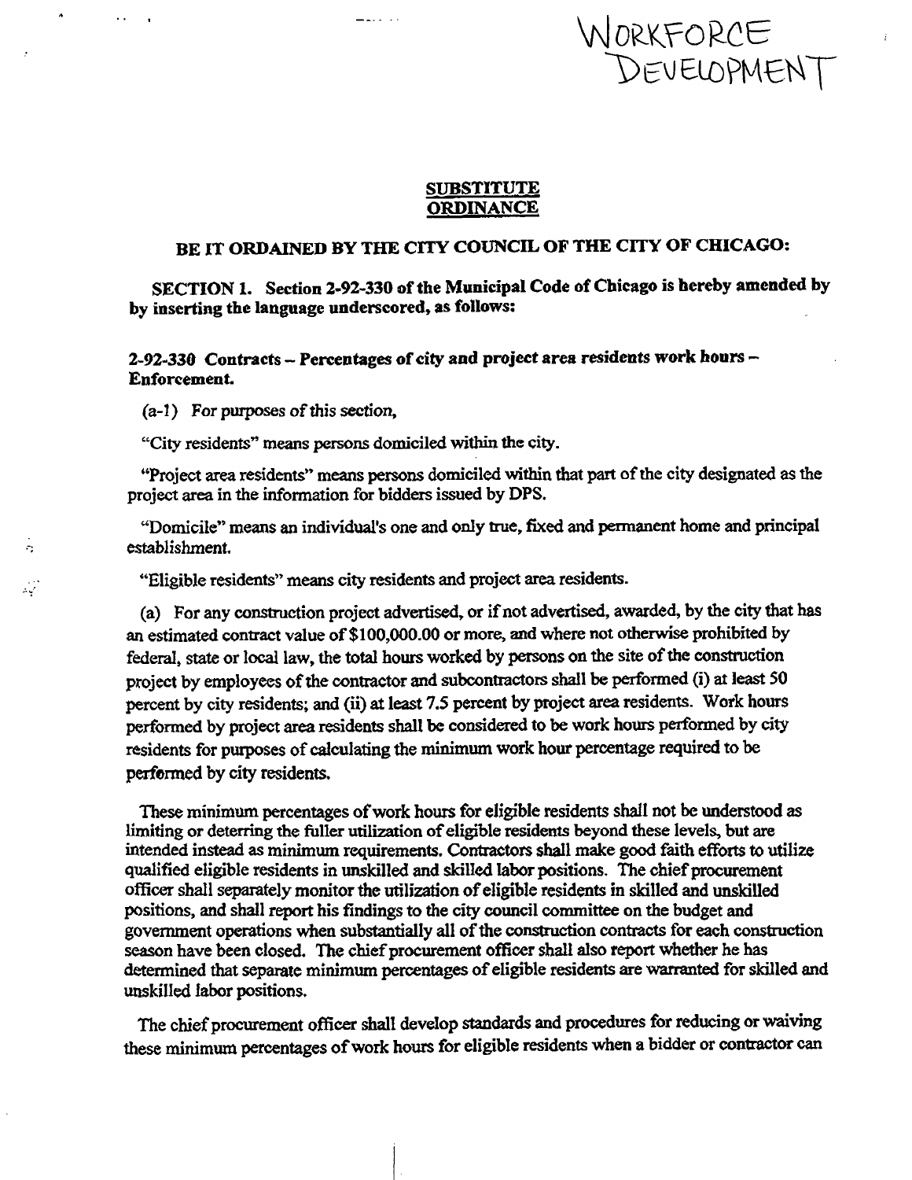WORKFORCE DEVELOPMENT

**SUBSTITUTE ORDINANCE**

**BE IT ORDAINED BY THE CITY COUNCIL OF THE CITY OF CHICAGO:**

**SECTION 1. Section 2-92-330 of the Municipal Code of Chicago is hereby amended by by inserting the language underscored, as follows:**

**2-92-330 Contracts – Percentages of city and project area residents work hours – Enforcement.**

(a-1) For purposes of this section,

"City residents" means persons domiciled within the city.

"Project area residents" means persons domiciled within that part of the city designated as the project area in the information for bidders issued by DPS.

"Domicile" means an individual's one and only true, fixed and permanent home and principal establishment.

"Eligible residents" means city residents and project area residents.

(a) For any construction project advertised, or if not advertised, awarded, by the city that has an estimated contract value of $100,000.00 or more, and where not otherwise prohibited by federal, state or local law, the total hours worked by persons on the site of the construction project by employees of the contractor and subcontractors shall be performed (i) at least 50 percent by city residents; and (ii) at least 7.5 percent by project area residents. Work hours performed by project area residents shall be considered to be work hours performed by city residents for purposes of calculating the minimum work hour percentage required to be performed by city residents.

These minimum percentages of work hours for eligible residents shall not be understood as limiting or deterring the fuller utilization of eligible residents beyond these levels, but are intended instead as minimum requirements. Contractors shall make good faith efforts to utilize qualified eligible residents in unskilled and skilled labor positions. The chief procurement officer shall separately monitor the utilization of eligible residents in skilled and unskilled positions, and shall report his findings to the city council committee on the budget and government operations when substantially all of the construction contracts for each construction season have been closed. The chief procurement officer shall also report whether he has determined that separate minimum percentages of eligible residents are warranted for skilled and unskilled labor positions.

The chief procurement officer shall develop standards and procedures for reducing or waiving these minimum percentages of work hours for eligible residents when a bidder or contractor can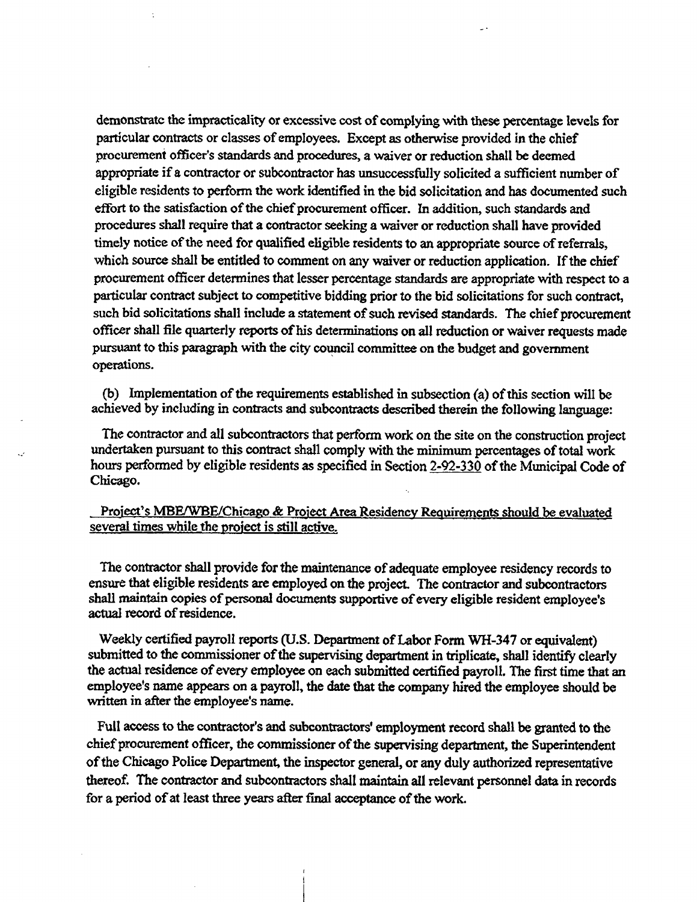demonstrate the impracticality or excessive cost of complying with these percentage levels for particular contracts or classes of employees. Except as otherwise provided in the chief procurement officer's standards and procedures, a waiver or reduction shall be deemed appropriate if a contractor or subcontractor has unsuccessfully solicited a sufficient number of eligible residents to perform the work identified in the bid solicitation and has documented such effort to the satisfaction of the chief procurement officer. In addition, such standards and procedures shall require that a contractor seeking a waiver or reduction shall have provided timely notice of the need for qualified eligible residents to an appropriate source of referrals, which source shall be entitled to comment on any waiver or reduction application. If the chief procurement officer determines that lesser percentage standards are appropriate with respect to a particular contract subject to competitive bidding prior to the bid solicitations for such contract, such bid solicitations shall include a statement of such revised standards. The chief procurement officer shall file quarterly reports of his determinations on all reduction or waiver requests made pursuant to this paragraph with the city council committee on the budget and government operations.

(b) Implementation of the requirements established in subsection (a) of this section will be achieved by including in contracts and subcontracts described therein the following language:

The contractor and all subcontractors that perform work on the site on the construction project undertaken pursuant to this contract shall comply with the minimum percentages of total work hours performed by eligible residents as specified in Section 2-92-330 of the Municipal Code of Chicago.

<u>Project's MBE/WBE/Chicago & Project Area Residency Requirements should be evaluated several times while the project is still active.</u>

The contractor shall provide for the maintenance of adequate employee residency records to ensure that eligible residents are employed on the project. The contractor and subcontractors shall maintain copies of personal documents supportive of every eligible resident employee's actual record of residence.

Weekly certified payroll reports (U.S. Department of Labor Form WH-347 or equivalent) submitted to the commissioner of the supervising department in triplicate, shall identify clearly the actual residence of every employee on each submitted certified payroll. The first time that an employee's name appears on a payroll, the date that the company hired the employee should be written in after the employee's name.

Full access to the contractor's and subcontractors' employment record shall be granted to the chief procurement officer, the commissioner of the supervising department, the Superintendent of the Chicago Police Department, the inspector general, or any duly authorized representative thereof. The contractor and subcontractors shall maintain all relevant personnel data in records for a period of at least three years after final acceptance of the work.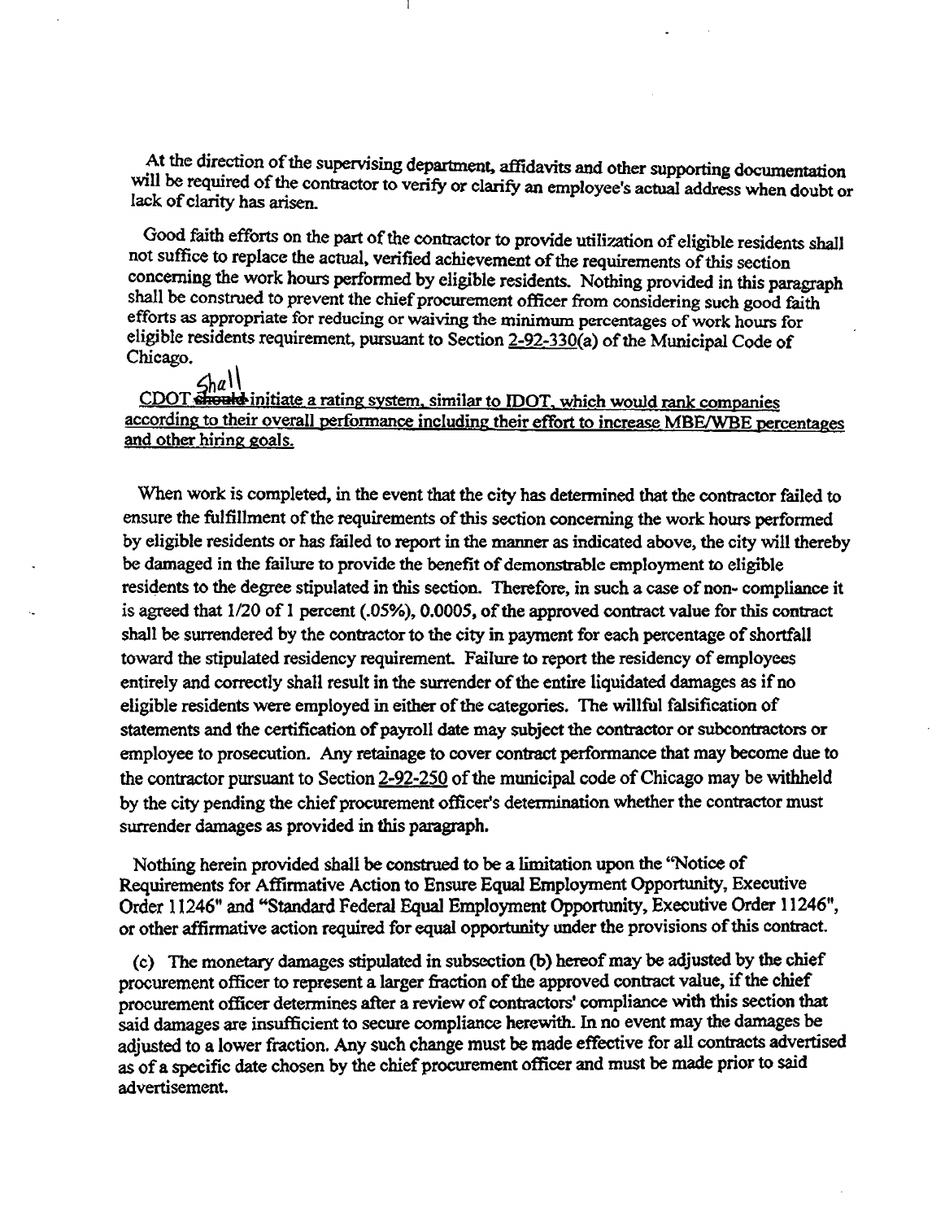At the direction of the supervising department, affidavits and other supporting documentation will be required of the contractor to verify or clarify an employee's actual address when doubt or lack of clarity has arisen.

Good faith efforts on the part of the contractor to provide utilization of eligible residents shall not suffice to replace the actual, verified achievement of the requirements of this section concerning the work hours performed by eligible residents. Nothing provided in this paragraph shall be construed to prevent the chief procurement officer from considering such good faith efforts as appropriate for reducing or waiving the minimum percentages of work hours for eligible residents requirement, pursuant to Section 2-92-330(a) of the Municipal Code of Chicago.

CDOT ~~should~~ shall initiate a rating system, similar to IDOT, which would rank companies according to their overall performance including their effort to increase MBE/WBE percentages and other hiring goals.

When work is completed, in the event that the city has determined that the contractor failed to ensure the fulfillment of the requirements of this section concerning the work hours performed by eligible residents or has failed to report in the manner as indicated above, the city will thereby be damaged in the failure to provide the benefit of demonstrable employment to eligible residents to the degree stipulated in this section. Therefore, in such a case of non- compliance it is agreed that 1/20 of 1 percent (.05%), 0.0005, of the approved contract value for this contract shall be surrendered by the contractor to the city in payment for each percentage of shortfall toward the stipulated residency requirement. Failure to report the residency of employees entirely and correctly shall result in the surrender of the entire liquidated damages as if no eligible residents were employed in either of the categories. The willful falsification of statements and the certification of payroll date may subject the contractor or subcontractors or employee to prosecution. Any retainage to cover contract performance that may become due to the contractor pursuant to Section 2-92-250 of the municipal code of Chicago may be withheld by the city pending the chief procurement officer's determination whether the contractor must surrender damages as provided in this paragraph.

Nothing herein provided shall be construed to be a limitation upon the "Notice of Requirements for Affirmative Action to Ensure Equal Employment Opportunity, Executive Order 11246" and "Standard Federal Equal Employment Opportunity, Executive Order 11246", or other affirmative action required for equal opportunity under the provisions of this contract.

(c) The monetary damages stipulated in subsection (b) hereof may be adjusted by the chief procurement officer to represent a larger fraction of the approved contract value, if the chief procurement officer determines after a review of contractors' compliance with this section that said damages are insufficient to secure compliance herewith. In no event may the damages be adjusted to a lower fraction. Any such change must be made effective for all contracts advertised as of a specific date chosen by the chief procurement officer and must be made prior to said advertisement.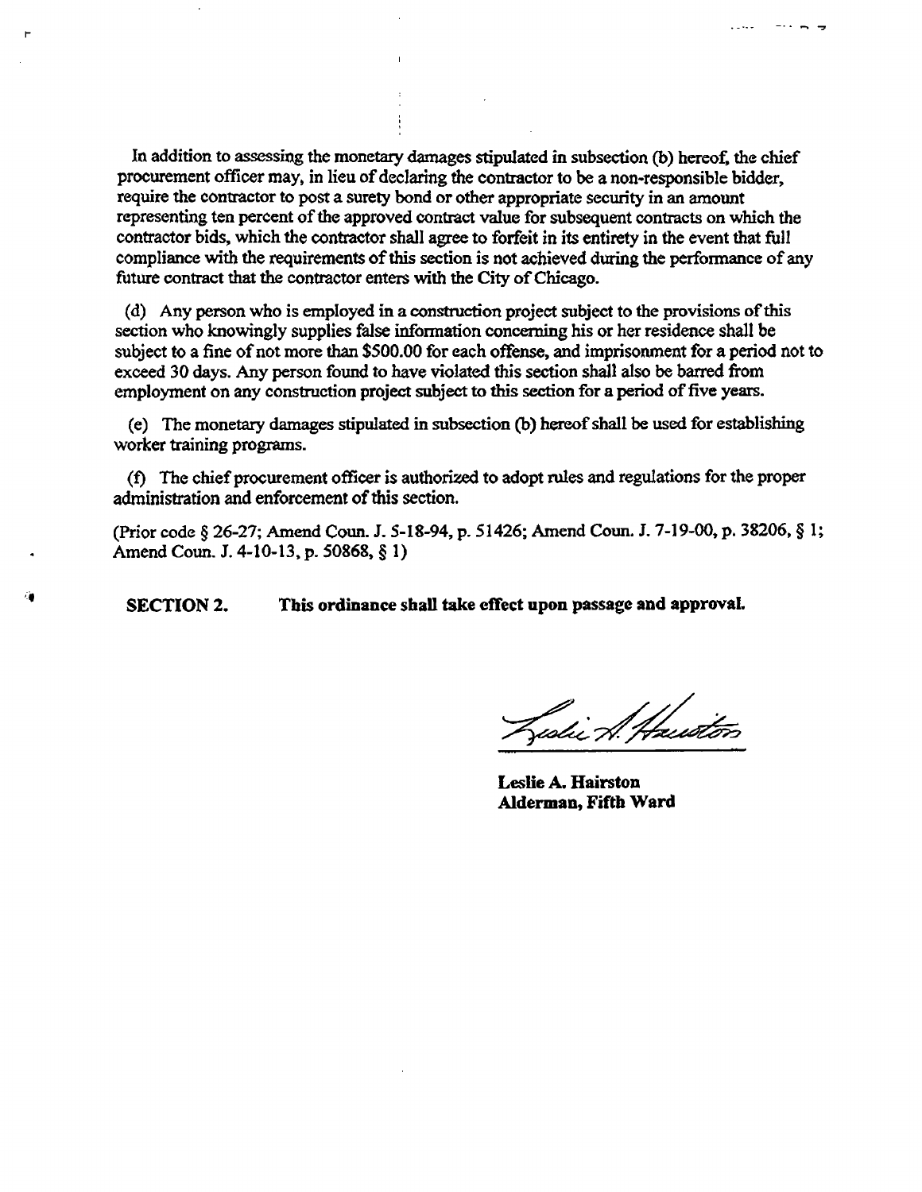In addition to assessing the monetary damages stipulated in subsection (b) hereof, the chief procurement officer may, in lieu of declaring the contractor to be a non-responsible bidder, require the contractor to post a surety bond or other appropriate security in an amount representing ten percent of the approved contract value for subsequent contracts on which the contractor bids, which the contractor shall agree to forfeit in its entirety in the event that full compliance with the requirements of this section is not achieved during the performance of any future contract that the contractor enters with the City of Chicago.

(d) Any person who is employed in a construction project subject to the provisions of this section who knowingly supplies false information concerning his or her residence shall be subject to a fine of not more than $500.00 for each offense, and imprisonment for a period not to exceed 30 days. Any person found to have violated this section shall also be barred from employment on any construction project subject to this section for a period of five years.

(e) The monetary damages stipulated in subsection (b) hereof shall be used for establishing worker training programs.

(f) The chief procurement officer is authorized to adopt rules and regulations for the proper administration and enforcement of this section.

(Prior code § 26-27; Amend Coun. J. 5-18-94, p. 51426; Amend Coun. J. 7-19-00, p. 38206, § 1; Amend Coun. J. 4-10-13, p. 50868, § 1)

**SECTION 2. This ordinance shall take effect upon passage and approval.**

**Leslie A. Hairston**
**Alderman, Fifth Ward**